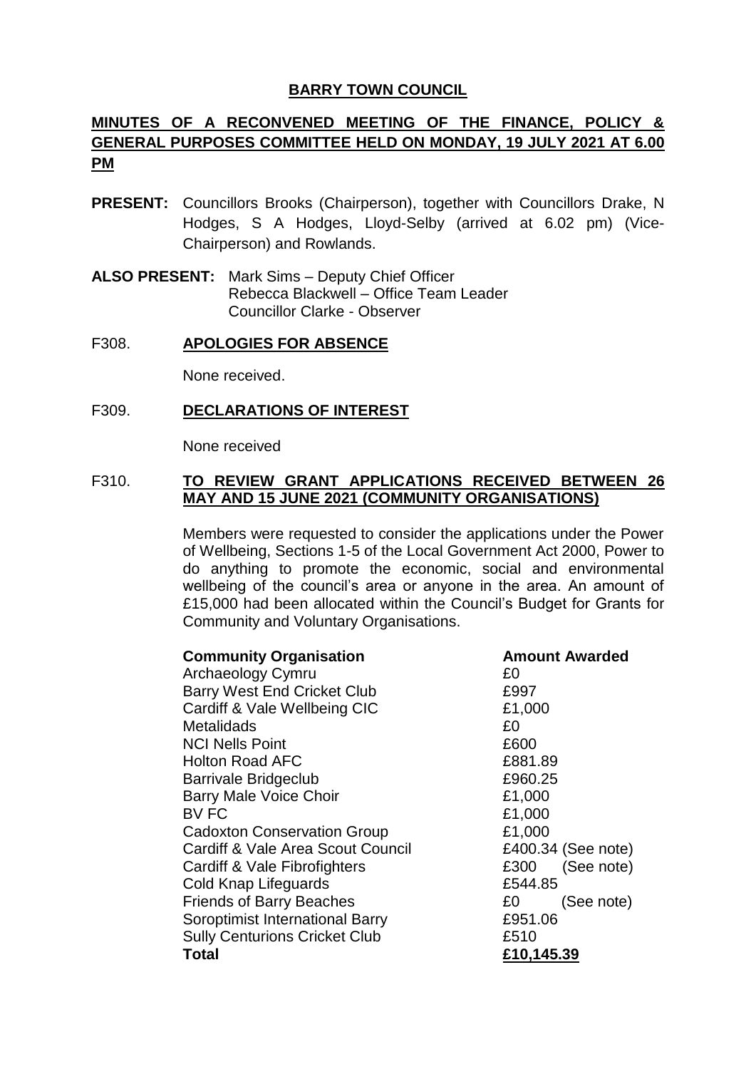# BARRY TOWN COUNCIL

## MINUTES OF A RECONVENED MEETING OF THE FINANCE, POLICY & GENERAL PURPOSES COMMITTEE HELD ON MONDAY, 19 JULY 2021 AT 6.00 PM

**PRESENT:** Councillors Brooks (Chairperson), together with Councillors Drake, N Hodges, S A Hodges, Lloyd-Selby (arrived at 6.02 pm) (Vice-Chairperson) and Rowlands.

**ALSO PRESENT:** Mark Sims – Deputy Chief Officer
Rebecca Blackwell – Office Team Leader
Councillor Clarke - Observer

### F308. APOLOGIES FOR ABSENCE

None received.

### F309. DECLARATIONS OF INTEREST

None received

### F310. TO REVIEW GRANT APPLICATIONS RECEIVED BETWEEN 26 MAY AND 15 JUNE 2021 (COMMUNITY ORGANISATIONS)

Members were requested to consider the applications under the Power of Wellbeing, Sections 1-5 of the Local Government Act 2000, Power to do anything to promote the economic, social and environmental wellbeing of the council's area or anyone in the area. An amount of £15,000 had been allocated within the Council's Budget for Grants for Community and Voluntary Organisations.

| Community Organisation | Amount Awarded |
|---|---|
| Archaeology Cymru | £0 |
| Barry West End Cricket Club | £997 |
| Cardiff & Vale Wellbeing CIC | £1,000 |
| Metalidads | £0 |
| NCI Nells Point | £600 |
| Holton Road AFC | £881.89 |
| Barrivale Bridgeclub | £960.25 |
| Barry Male Voice Choir | £1,000 |
| BV FC | £1,000 |
| Cadoxton Conservation Group | £1,000 |
| Cardiff & Vale Area Scout Council | £400.34 (See note) |
| Cardiff & Vale Fibrofighters | £300 (See note) |
| Cold Knap Lifeguards | £544.85 |
| Friends of Barry Beaches | £0 (See note) |
| Soroptimist International Barry | £951.06 |
| Sully Centurions Cricket Club | £510 |
| **Total** | **£10,145.39** |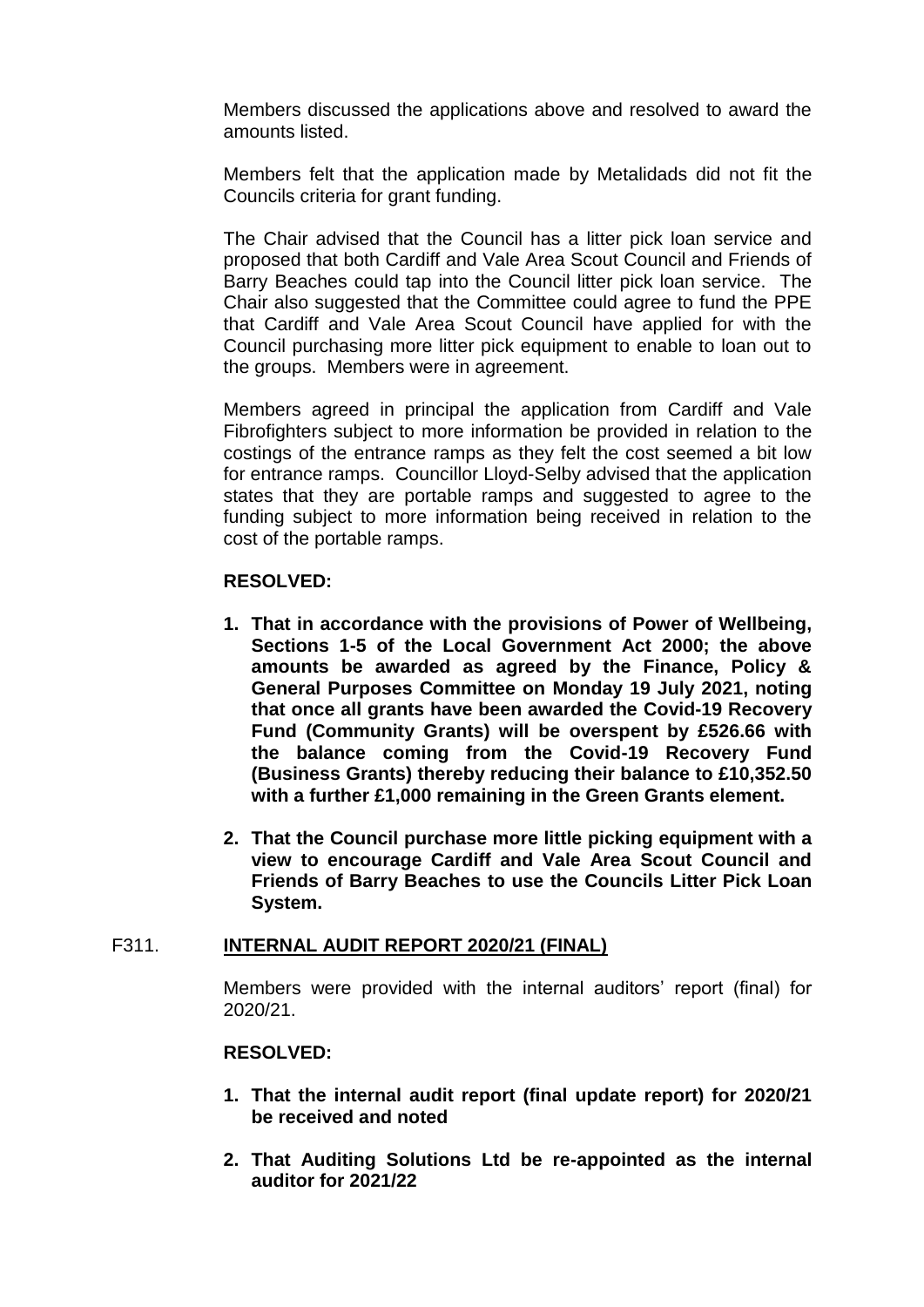Members discussed the applications above and resolved to award the amounts listed.

Members felt that the application made by Metalidads did not fit the Councils criteria for grant funding.

The Chair advised that the Council has a litter pick loan service and proposed that both Cardiff and Vale Area Scout Council and Friends of Barry Beaches could tap into the Council litter pick loan service. The Chair also suggested that the Committee could agree to fund the PPE that Cardiff and Vale Area Scout Council have applied for with the Council purchasing more litter pick equipment to enable to loan out to the groups. Members were in agreement.

Members agreed in principal the application from Cardiff and Vale Fibrofighters subject to more information be provided in relation to the costings of the entrance ramps as they felt the cost seemed a bit low for entrance ramps. Councillor Lloyd-Selby advised that the application states that they are portable ramps and suggested to agree to the funding subject to more information being received in relation to the cost of the portable ramps.

**RESOLVED:**

1. **That in accordance with the provisions of Power of Wellbeing, Sections 1-5 of the Local Government Act 2000; the above amounts be awarded as agreed by the Finance, Policy & General Purposes Committee on Monday 19 July 2021, noting that once all grants have been awarded the Covid-19 Recovery Fund (Community Grants) will be overspent by £526.66 with the balance coming from the Covid-19 Recovery Fund (Business Grants) thereby reducing their balance to £10,352.50 with a further £1,000 remaining in the Green Grants element.**

2. **That the Council purchase more little picking equipment with a view to encourage Cardiff and Vale Area Scout Council and Friends of Barry Beaches to use the Councils Litter Pick Loan System.**

## F311. INTERNAL AUDIT REPORT 2020/21 (FINAL)

Members were provided with the internal auditors' report (final) for 2020/21.

**RESOLVED:**

1. **That the internal audit report (final update report) for 2020/21 be received and noted**

2. **That Auditing Solutions Ltd be re-appointed as the internal auditor for 2021/22**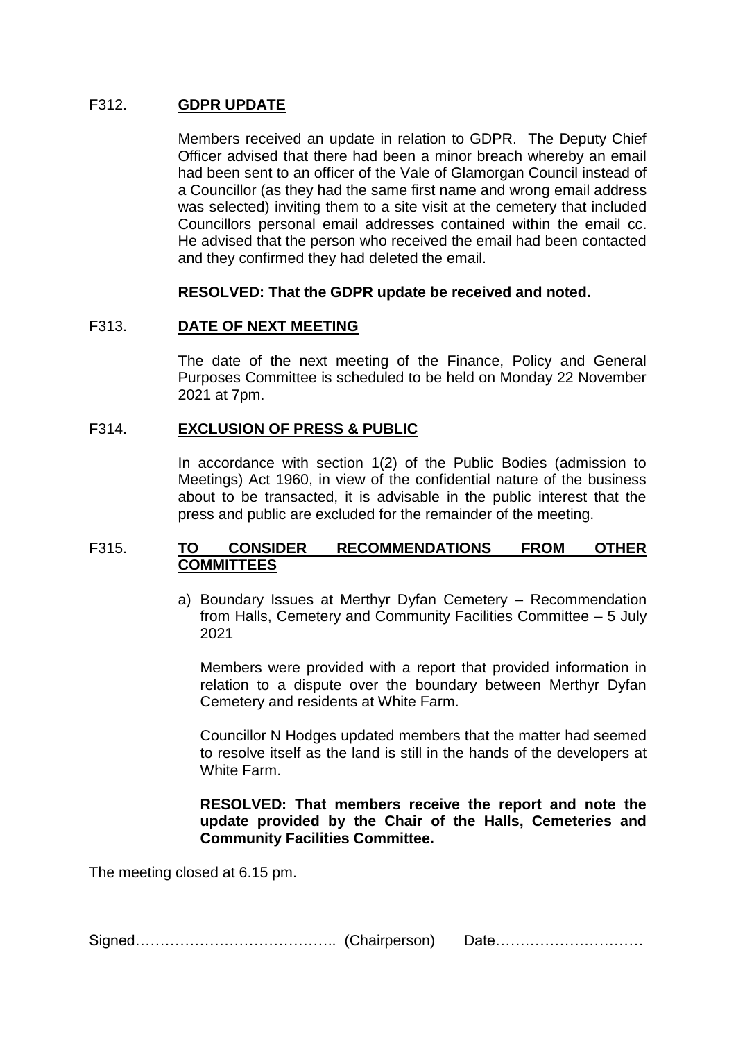F312. **GDPR UPDATE**

Members received an update in relation to GDPR. The Deputy Chief Officer advised that there had been a minor breach whereby an email had been sent to an officer of the Vale of Glamorgan Council instead of a Councillor (as they had the same first name and wrong email address was selected) inviting them to a site visit at the cemetery that included Councillors personal email addresses contained within the email cc. He advised that the person who received the email had been contacted and they confirmed they had deleted the email.

**RESOLVED: That the GDPR update be received and noted.**

F313. **DATE OF NEXT MEETING**

The date of the next meeting of the Finance, Policy and General Purposes Committee is scheduled to be held on Monday 22 November 2021 at 7pm.

F314. **EXCLUSION OF PRESS & PUBLIC**

In accordance with section 1(2) of the Public Bodies (admission to Meetings) Act 1960, in view of the confidential nature of the business about to be transacted, it is advisable in the public interest that the press and public are excluded for the remainder of the meeting.

F315. **TO CONSIDER RECOMMENDATIONS FROM OTHER COMMITTEES**

a) Boundary Issues at Merthyr Dyfan Cemetery – Recommendation from Halls, Cemetery and Community Facilities Committee – 5 July 2021

   Members were provided with a report that provided information in relation to a dispute over the boundary between Merthyr Dyfan Cemetery and residents at White Farm.

   Councillor N Hodges updated members that the matter had seemed to resolve itself as the land is still in the hands of the developers at White Farm.

   **RESOLVED: That members receive the report and note the update provided by the Chair of the Halls, Cemeteries and Community Facilities Committee.**

The meeting closed at 6.15 pm.

Signed………………………………….. (Chairperson) Date…………………………